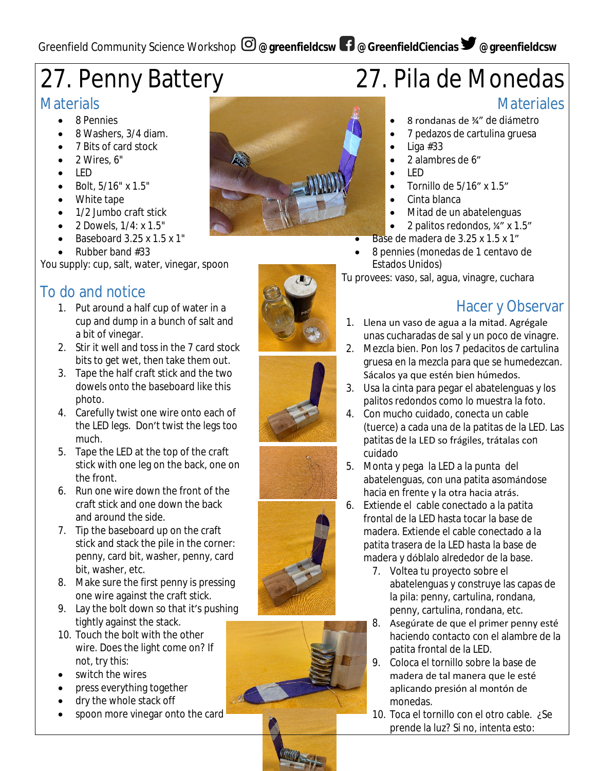Greenfield Community Science Workshop @greenfieldcsw @GreenfieldCiencias @greenfieldcsw

# 27. Penny Battery

## Materials

- 8 Pennies
- 8 Washers, 3/4 diam.
- 7 Bits of card stock
- 2 Wires, 6"
- LED
- Bolt, 5/16" x 1.5"
- White tape
- 1/2 Jumbo craft stick
- 2 Dowels, 1/4: x 1.5"
- Baseboard 3.25 x 1.5 x 1"
- Rubber band #33

You supply: cup, salt, water, vinegar, spoon

## To do and notice

1. Put around a half cup of water in a cup and dump in a bunch of salt and a bit of vinegar.
2. Stir it well and toss in the 7 card stock bits to get wet, then take them out.
3. Tape the half craft stick and the two dowels onto the baseboard like this photo.
4. Carefully twist one wire onto each of the LED legs. Don't twist the legs too much.
5. Tape the LED at the top of the craft stick with one leg on the back, one on the front.
6. Run one wire down the front of the craft stick and one down the back and around the side.
7. Tip the baseboard up on the craft stick and stack the pile in the corner: penny, card bit, washer, penny, card bit, washer, etc.
8. Make sure the first penny is pressing one wire against the craft stick.
9. Lay the bolt down so that it's pushing tightly against the stack.
10. Touch the bolt with the other wire. Does the light come on? If not, try this:

- switch the wires
- press everything together
- dry the whole stack off
- spoon more vinegar onto the card

# 27. Pila de Monedas

## Materiales

- 8 rondanas de ¾" de diámetro
- 7 pedazos de cartulina gruesa
- Liga #33
- 2 alambres de 6"
- LED
- Tornillo de 5/16" x 1.5"
- Cinta blanca
- Mitad de un abatelenguas
- 2 palitos redondos, ¼" x 1.5"
- Base de madera de 3.25 x 1.5 x 1"
- 8 pennies (monedas de 1 centavo de Estados Unidos)

Tu provees: vaso, sal, agua, vinagre, cuchara

## Hacer y Observar

1. Llena un vaso de agua a la mitad. Agrégale unas cucharadas de sal y un poco de vinagre.
2. Mezcla bien. Pon los 7 pedacitos de cartulina gruesa en la mezcla para que se humedezcan. Sácalos ya que estén bien húmedos.
3. Usa la cinta para pegar el abatelenguas y los palitos redondos como lo muestra la foto.
4. Con mucho cuidado, conecta un cable (tuerce) a cada una de la patitas de la LED. Las patitas de la LED so frágiles, trátalas con cuidado
5. Monta y pega la LED a la punta del abatelenguas, con una patita asomándose hacia en frente y la otra hacia atrás.
6. Extiende el cable conectado a la patita frontal de la LED hasta tocar la base de madera. Extiende el cable conectado a la patita trasera de la LED hasta la base de madera y dóblalo alrededor de la base.
7. Voltea tu proyecto sobre el abatelenguas y construye las capas de la pila: penny, cartulina, rondana, penny, cartulina, rondana, etc.
8. Asegúrate de que el primer penny esté haciendo contacto con el alambre de la patita frontal de la LED.
9. Coloca el tornillo sobre la base de madera de tal manera que le esté aplicando presión al montón de monedas.
10. Toca el tornillo con el otro cable. ¿Se prende la luz? Si no, intenta esto: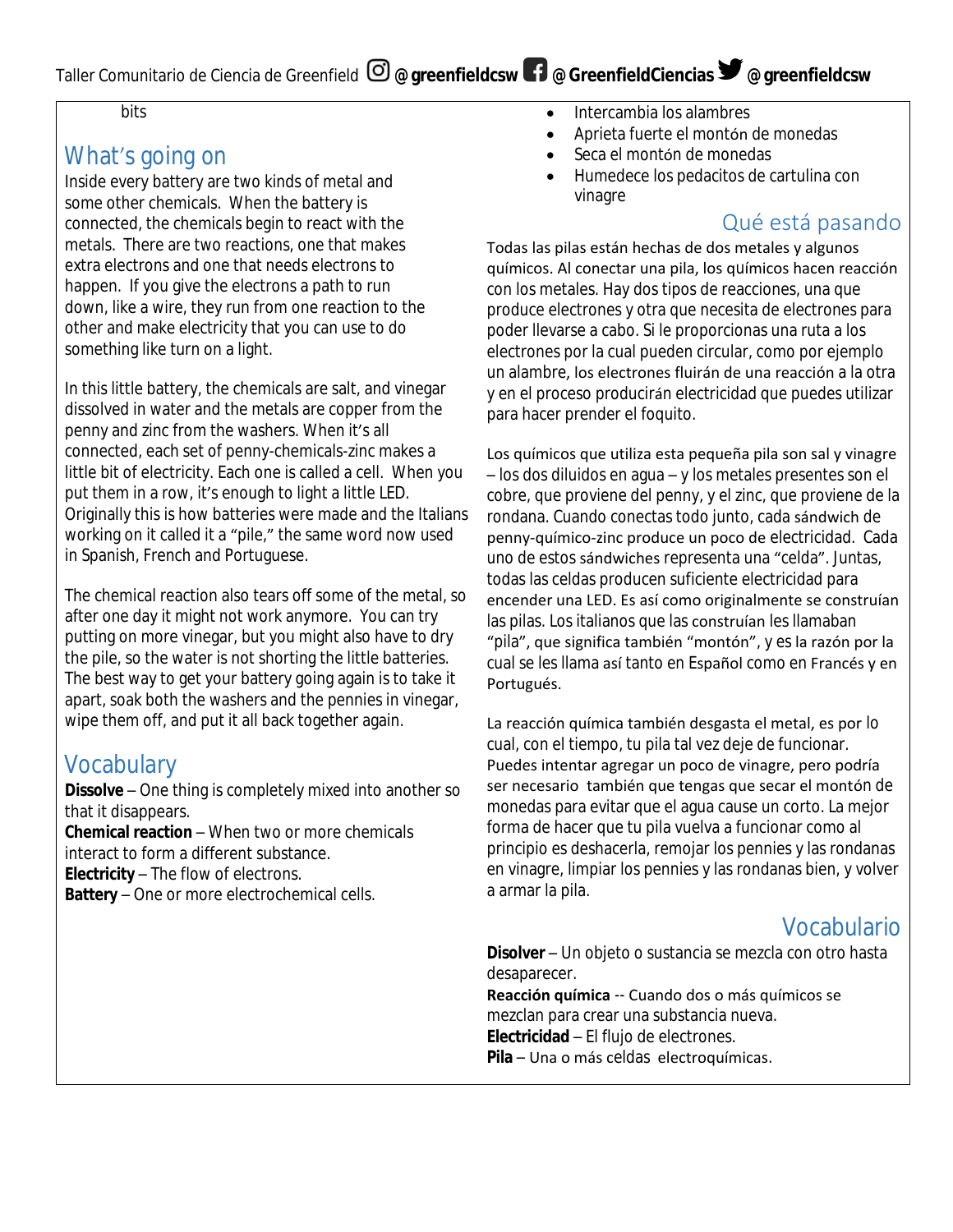bits

## What's going on

Inside every battery are two kinds of metal and some other chemicals. When the battery is connected, the chemicals begin to react with the metals. There are two reactions, one that makes extra electrons and one that needs electrons to happen. If you give the electrons a path to run down, like a wire, they run from one reaction to the other and make electricity that you can use to do something like turn on a light.

In this little battery, the chemicals are salt, and vinegar dissolved in water and the metals are copper from the penny and zinc from the washers. When it's all connected, each set of penny-chemicals-zinc makes a little bit of electricity. Each one is called a cell. When you put them in a row, it's enough to light a little LED. Originally this is how batteries were made and the Italians working on it called it a "pile," the same word now used in Spanish, French and Portuguese.

The chemical reaction also tears off some of the metal, so after one day it might not work anymore. You can try putting on more vinegar, but you might also have to dry the pile, so the water is not shorting the little batteries. The best way to get your battery going again is to take it apart, soak both the washers and the pennies in vinegar, wipe them off, and put it all back together again.

## Vocabulary

**Dissolve** – One thing is completely mixed into another so that it disappears.
**Chemical reaction** – When two or more chemicals interact to form a different substance.
**Electricity** – The flow of electrons.
**Battery** – One or more electrochemical cells.

- Intercambia los alambres
- Aprieta fuerte el montón de monedas
- Seca el montón de monedas
- Humedece los pedacitos de cartulina con vinagre

## Qué está pasando

Todas las pilas están hechas de dos metales y algunos químicos. Al conectar una pila, los químicos hacen reacción con los metales. Hay dos tipos de reacciones, una que produce electrones y otra que necesita de electrones para poder llevarse a cabo. Si le proporcionas una ruta a los electrones por la cual pueden circular, como por ejemplo un alambre, los electrones fluirán de una reacción a la otra y en el proceso producirán electricidad que puedes utilizar para hacer prender el foquito.

Los químicos que utiliza esta pequeña pila son sal y vinagre – los dos diluidos en agua – y los metales presentes son el cobre, que proviene del penny, y el zinc, que proviene de la rondana. Cuando conectas todo junto, cada sándwich de penny-químico-zinc produce un poco de electricidad. Cada uno de estos sándwiches representa una "celda". Juntas, todas las celdas producen suficiente electricidad para encender una LED. Es así como originalmente se construían las pilas. Los italianos que las construían les llamaban "pila", que significa también "montón", y es la razón por la cual se les llama así tanto en Español como en Francés y en Portugués.

La reacción química también desgasta el metal, es por lo cual, con el tiempo, tu pila tal vez deje de funcionar. Puedes intentar agregar un poco de vinagre, pero podría ser necesario también que tengas que secar el montón de monedas para evitar que el agua cause un corto. La mejor forma de hacer que tu pila vuelva a funcionar como al principio es deshacerla, remojar los pennies y las rondanas en vinagre, limpiar los pennies y las rondanas bien, y volver a armar la pila.

## Vocabulario

**Disolver** – Un objeto o sustancia se mezcla con otro hasta desaparecer.
**Reacción química** -- Cuando dos o más químicos se mezclan para crear una substancia nueva.
**Electricidad** – El flujo de electrones.
**Pila** – Una o más celdas electroquímicas.